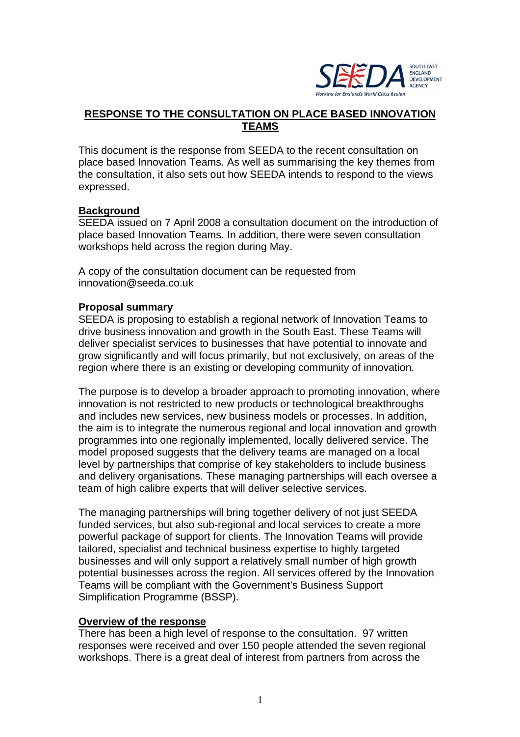# RESPONSE TO THE CONSULTATION ON PLACE BASED INNOVATION TEAMS

This document is the response from SEEDA to the recent consultation on place based Innovation Teams. As well as summarising the key themes from the consultation, it also sets out how SEEDA intends to respond to the views expressed.

## Background

SEEDA issued on 7 April 2008 a consultation document on the introduction of place based Innovation Teams. In addition, there were seven consultation workshops held across the region during May.

A copy of the consultation document can be requested from innovation@seeda.co.uk

### Proposal summary

SEEDA is proposing to establish a regional network of Innovation Teams to drive business innovation and growth in the South East. These Teams will deliver specialist services to businesses that have potential to innovate and grow significantly and will focus primarily, but not exclusively, on areas of the region where there is an existing or developing community of innovation.

The purpose is to develop a broader approach to promoting innovation, where innovation is not restricted to new products or technological breakthroughs and includes new services, new business models or processes. In addition, the aim is to integrate the numerous regional and local innovation and growth programmes into one regionally implemented, locally delivered service. The model proposed suggests that the delivery teams are managed on a local level by partnerships that comprise of key stakeholders to include business and delivery organisations. These managing partnerships will each oversee a team of high calibre experts that will deliver selective services.

The managing partnerships will bring together delivery of not just SEEDA funded services, but also sub-regional and local services to create a more powerful package of support for clients. The Innovation Teams will provide tailored, specialist and technical business expertise to highly targeted businesses and will only support a relatively small number of high growth potential businesses across the region. All services offered by the Innovation Teams will be compliant with the Government's Business Support Simplification Programme (BSSP).

## Overview of the response

There has been a high level of response to the consultation. 97 written responses were received and over 150 people attended the seven regional workshops. There is a great deal of interest from partners from across the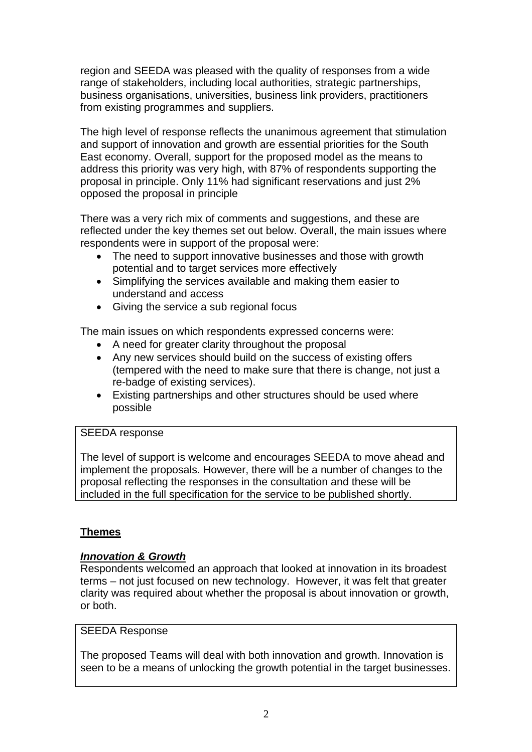region and SEEDA was pleased with the quality of responses from a wide range of stakeholders, including local authorities, strategic partnerships, business organisations, universities, business link providers, practitioners from existing programmes and suppliers.

The high level of response reflects the unanimous agreement that stimulation and support of innovation and growth are essential priorities for the South East economy. Overall, support for the proposed model as the means to address this priority was very high, with 87% of respondents supporting the proposal in principle. Only 11% had significant reservations and just 2% opposed the proposal in principle

There was a very rich mix of comments and suggestions, and these are reflected under the key themes set out below. Overall, the main issues where respondents were in support of the proposal were:

- The need to support innovative businesses and those with growth potential and to target services more effectively
- Simplifying the services available and making them easier to understand and access
- Giving the service a sub regional focus

The main issues on which respondents expressed concerns were:

- A need for greater clarity throughout the proposal
- Any new services should build on the success of existing offers (tempered with the need to make sure that there is change, not just a re-badge of existing services).
- Existing partnerships and other structures should be used where possible

> SEEDA response
>
> The level of support is welcome and encourages SEEDA to move ahead and implement the proposals. However, there will be a number of changes to the proposal reflecting the responses in the consultation and these will be included in the full specification for the service to be published shortly.

## Themes

### *Innovation & Growth*

Respondents welcomed an approach that looked at innovation in its broadest terms – not just focused on new technology. However, it was felt that greater clarity was required about whether the proposal is about innovation or growth, or both.

> SEEDA Response
>
> The proposed Teams will deal with both innovation and growth. Innovation is seen to be a means of unlocking the growth potential in the target businesses.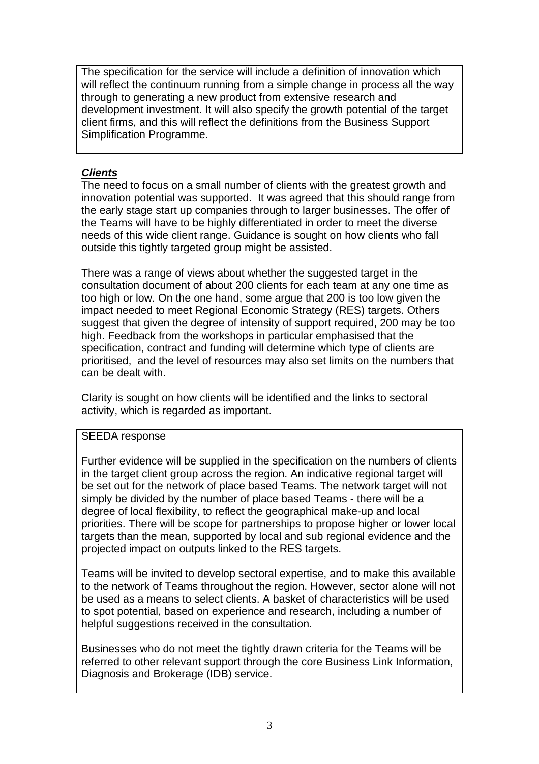The specification for the service will include a definition of innovation which will reflect the continuum running from a simple change in process all the way through to generating a new product from extensive research and development investment. It will also specify the growth potential of the target client firms, and this will reflect the definitions from the Business Support Simplification Programme.

### ***Clients***

The need to focus on a small number of clients with the greatest growth and innovation potential was supported. It was agreed that this should range from the early stage start up companies through to larger businesses. The offer of the Teams will have to be highly differentiated in order to meet the diverse needs of this wide client range. Guidance is sought on how clients who fall outside this tightly targeted group might be assisted.

There was a range of views about whether the suggested target in the consultation document of about 200 clients for each team at any one time as too high or low. On the one hand, some argue that 200 is too low given the impact needed to meet Regional Economic Strategy (RES) targets. Others suggest that given the degree of intensity of support required, 200 may be too high. Feedback from the workshops in particular emphasised that the specification, contract and funding will determine which type of clients are prioritised, and the level of resources may also set limits on the numbers that can be dealt with.

Clarity is sought on how clients will be identified and the links to sectoral activity, which is regarded as important.

SEEDA response

Further evidence will be supplied in the specification on the numbers of clients in the target client group across the region. An indicative regional target will be set out for the network of place based Teams. The network target will not simply be divided by the number of place based Teams - there will be a degree of local flexibility, to reflect the geographical make-up and local priorities. There will be scope for partnerships to propose higher or lower local targets than the mean, supported by local and sub regional evidence and the projected impact on outputs linked to the RES targets.

Teams will be invited to develop sectoral expertise, and to make this available to the network of Teams throughout the region. However, sector alone will not be used as a means to select clients. A basket of characteristics will be used to spot potential, based on experience and research, including a number of helpful suggestions received in the consultation.

Businesses who do not meet the tightly drawn criteria for the Teams will be referred to other relevant support through the core Business Link Information, Diagnosis and Brokerage (IDB) service.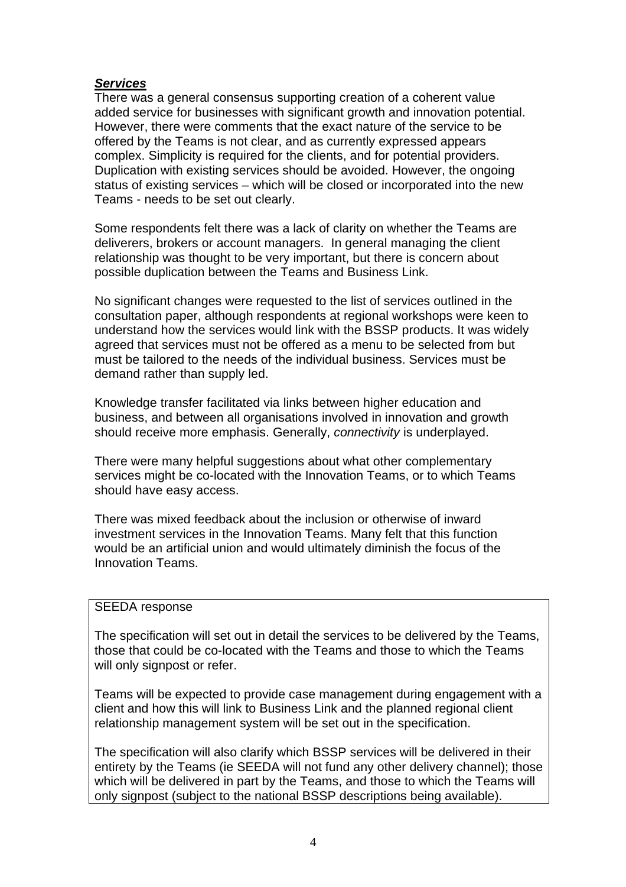***Services***

There was a general consensus supporting creation of a coherent value added service for businesses with significant growth and innovation potential. However, there were comments that the exact nature of the service to be offered by the Teams is not clear, and as currently expressed appears complex. Simplicity is required for the clients, and for potential providers. Duplication with existing services should be avoided. However, the ongoing status of existing services – which will be closed or incorporated into the new Teams - needs to be set out clearly.

Some respondents felt there was a lack of clarity on whether the Teams are deliverers, brokers or account managers. In general managing the client relationship was thought to be very important, but there is concern about possible duplication between the Teams and Business Link.

No significant changes were requested to the list of services outlined in the consultation paper, although respondents at regional workshops were keen to understand how the services would link with the BSSP products. It was widely agreed that services must not be offered as a menu to be selected from but must be tailored to the needs of the individual business. Services must be demand rather than supply led.

Knowledge transfer facilitated via links between higher education and business, and between all organisations involved in innovation and growth should receive more emphasis. Generally, *connectivity* is underplayed.

There were many helpful suggestions about what other complementary services might be co-located with the Innovation Teams, or to which Teams should have easy access.

There was mixed feedback about the inclusion or otherwise of inward investment services in the Innovation Teams. Many felt that this function would be an artificial union and would ultimately diminish the focus of the Innovation Teams.

SEEDA response

The specification will set out in detail the services to be delivered by the Teams, those that could be co-located with the Teams and those to which the Teams will only signpost or refer.

Teams will be expected to provide case management during engagement with a client and how this will link to Business Link and the planned regional client relationship management system will be set out in the specification.

The specification will also clarify which BSSP services will be delivered in their entirety by the Teams (ie SEEDA will not fund any other delivery channel); those which will be delivered in part by the Teams, and those to which the Teams will only signpost (subject to the national BSSP descriptions being available).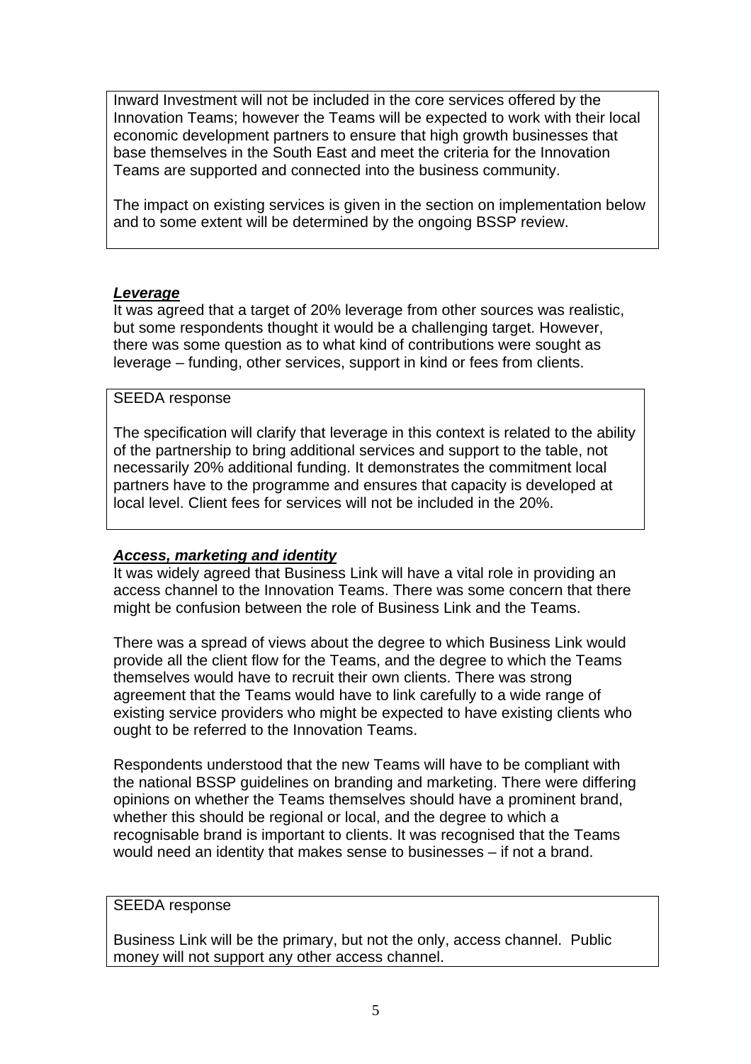Inward Investment will not be included in the core services offered by the Innovation Teams; however the Teams will be expected to work with their local economic development partners to ensure that high growth businesses that base themselves in the South East and meet the criteria for the Innovation Teams are supported and connected into the business community.

The impact on existing services is given in the section on implementation below and to some extent will be determined by the ongoing BSSP review.

***Leverage***

It was agreed that a target of 20% leverage from other sources was realistic, but some respondents thought it would be a challenging target. However, there was some question as to what kind of contributions were sought as leverage – funding, other services, support in kind or fees from clients.

SEEDA response

The specification will clarify that leverage in this context is related to the ability of the partnership to bring additional services and support to the table, not necessarily 20% additional funding. It demonstrates the commitment local partners have to the programme and ensures that capacity is developed at local level. Client fees for services will not be included in the 20%.

***Access, marketing and identity***

It was widely agreed that Business Link will have a vital role in providing an access channel to the Innovation Teams. There was some concern that there might be confusion between the role of Business Link and the Teams.

There was a spread of views about the degree to which Business Link would provide all the client flow for the Teams, and the degree to which the Teams themselves would have to recruit their own clients. There was strong agreement that the Teams would have to link carefully to a wide range of existing service providers who might be expected to have existing clients who ought to be referred to the Innovation Teams.

Respondents understood that the new Teams will have to be compliant with the national BSSP guidelines on branding and marketing. There were differing opinions on whether the Teams themselves should have a prominent brand, whether this should be regional or local, and the degree to which a recognisable brand is important to clients. It was recognised that the Teams would need an identity that makes sense to businesses – if not a brand.

SEEDA response

Business Link will be the primary, but not the only, access channel. Public money will not support any other access channel.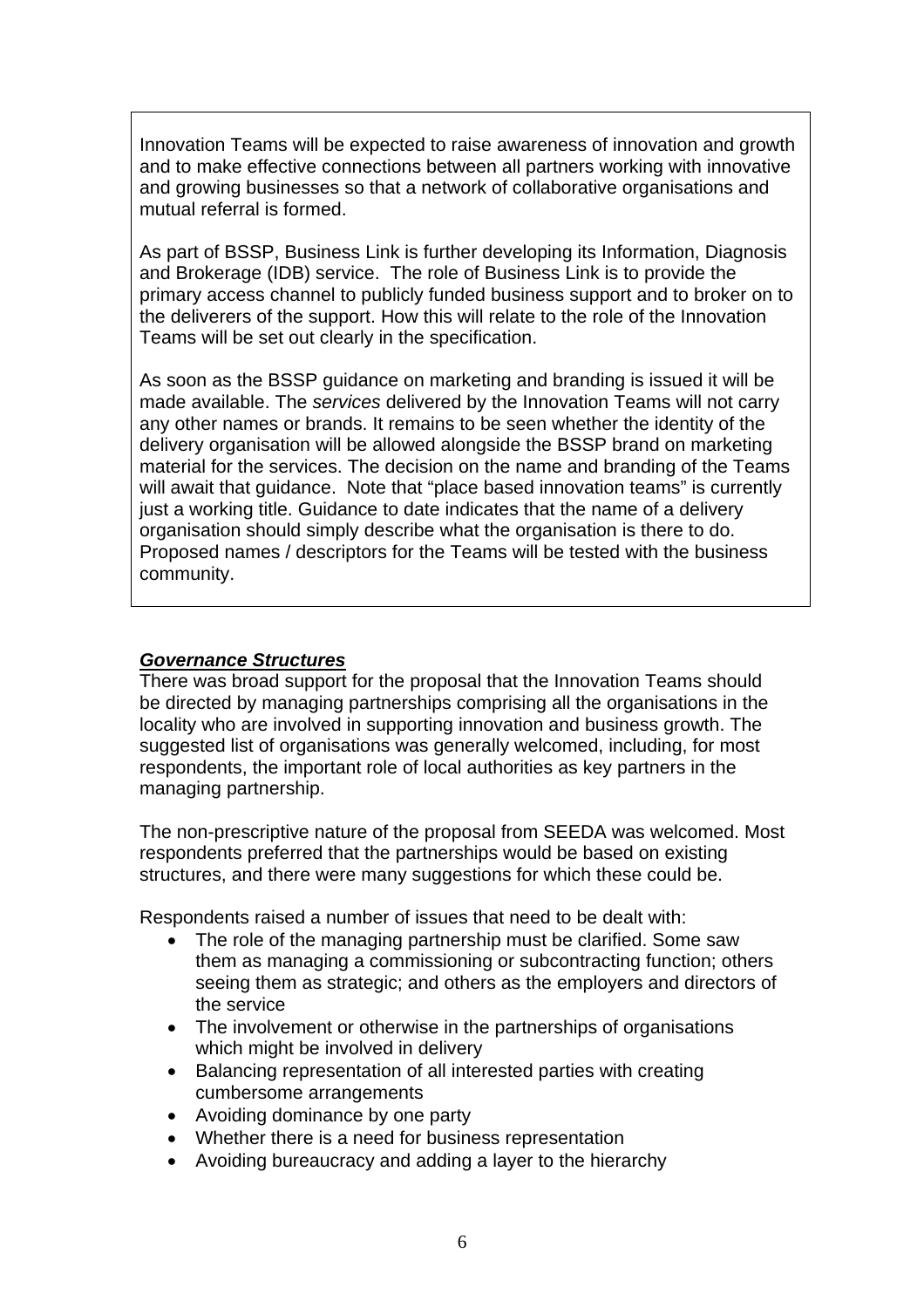Innovation Teams will be expected to raise awareness of innovation and growth and to make effective connections between all partners working with innovative and growing businesses so that a network of collaborative organisations and mutual referral is formed.

As part of BSSP, Business Link is further developing its Information, Diagnosis and Brokerage (IDB) service. The role of Business Link is to provide the primary access channel to publicly funded business support and to broker on to the deliverers of the support. How this will relate to the role of the Innovation Teams will be set out clearly in the specification.

As soon as the BSSP guidance on marketing and branding is issued it will be made available. The *services* delivered by the Innovation Teams will not carry any other names or brands. It remains to be seen whether the identity of the delivery organisation will be allowed alongside the BSSP brand on marketing material for the services. The decision on the name and branding of the Teams will await that guidance. Note that "place based innovation teams" is currently just a working title. Guidance to date indicates that the name of a delivery organisation should simply describe what the organisation is there to do. Proposed names / descriptors for the Teams will be tested with the business community.

### ***Governance Structures***

There was broad support for the proposal that the Innovation Teams should be directed by managing partnerships comprising all the organisations in the locality who are involved in supporting innovation and business growth. The suggested list of organisations was generally welcomed, including, for most respondents, the important role of local authorities as key partners in the managing partnership.

The non-prescriptive nature of the proposal from SEEDA was welcomed. Most respondents preferred that the partnerships would be based on existing structures, and there were many suggestions for which these could be.

Respondents raised a number of issues that need to be dealt with:

- The role of the managing partnership must be clarified. Some saw them as managing a commissioning or subcontracting function; others seeing them as strategic; and others as the employers and directors of the service
- The involvement or otherwise in the partnerships of organisations which might be involved in delivery
- Balancing representation of all interested parties with creating cumbersome arrangements
- Avoiding dominance by one party
- Whether there is a need for business representation
- Avoiding bureaucracy and adding a layer to the hierarchy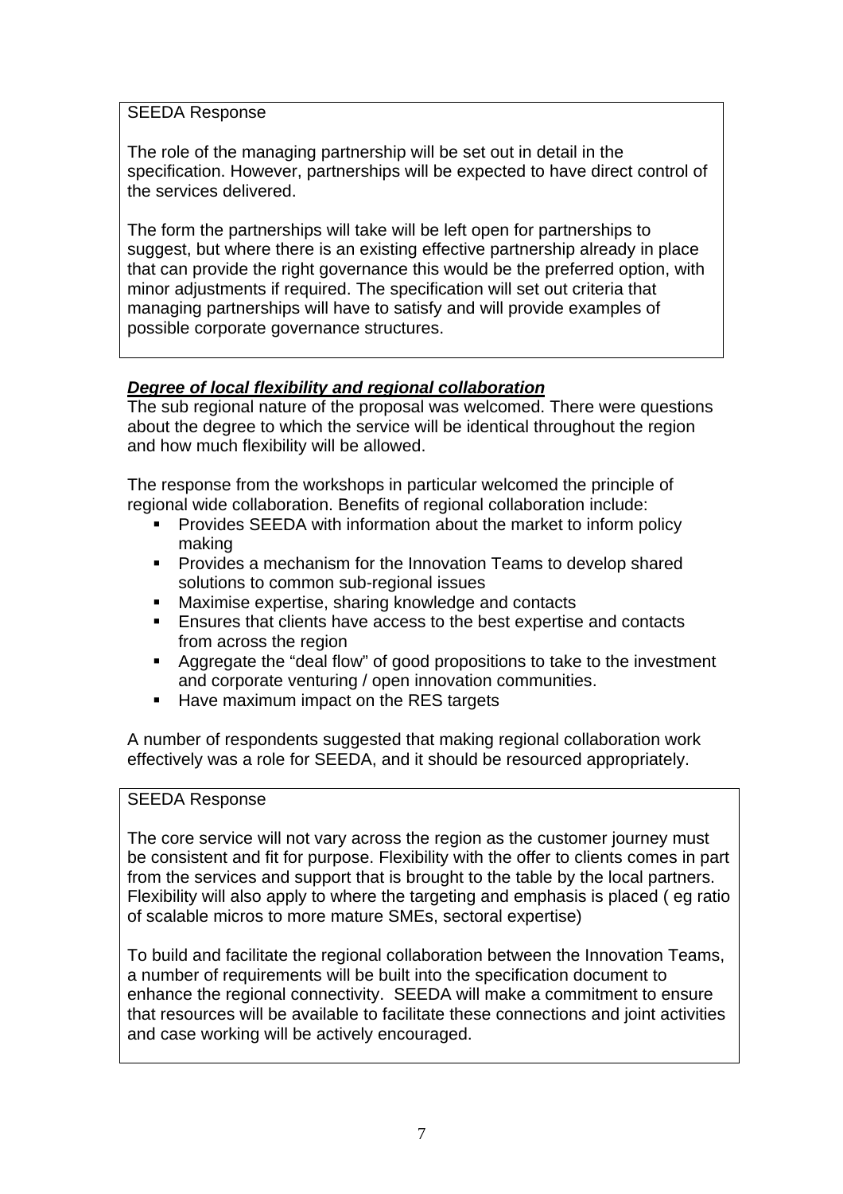SEEDA Response

The role of the managing partnership will be set out in detail in the specification. However, partnerships will be expected to have direct control of the services delivered.

The form the partnerships will take will be left open for partnerships to suggest, but where there is an existing effective partnership already in place that can provide the right governance this would be the preferred option, with minor adjustments if required. The specification will set out criteria that managing partnerships will have to satisfy and will provide examples of possible corporate governance structures.

***Degree of local flexibility and regional collaboration***

The sub regional nature of the proposal was welcomed. There were questions about the degree to which the service will be identical throughout the region and how much flexibility will be allowed.

The response from the workshops in particular welcomed the principle of regional wide collaboration. Benefits of regional collaboration include:

- Provides SEEDA with information about the market to inform policy making
- Provides a mechanism for the Innovation Teams to develop shared solutions to common sub-regional issues
- Maximise expertise, sharing knowledge and contacts
- Ensures that clients have access to the best expertise and contacts from across the region
- Aggregate the "deal flow" of good propositions to take to the investment and corporate venturing / open innovation communities.
- Have maximum impact on the RES targets

A number of respondents suggested that making regional collaboration work effectively was a role for SEEDA, and it should be resourced appropriately.

SEEDA Response

The core service will not vary across the region as the customer journey must be consistent and fit for purpose. Flexibility with the offer to clients comes in part from the services and support that is brought to the table by the local partners. Flexibility will also apply to where the targeting and emphasis is placed ( eg ratio of scalable micros to more mature SMEs, sectoral expertise)

To build and facilitate the regional collaboration between the Innovation Teams, a number of requirements will be built into the specification document to enhance the regional connectivity. SEEDA will make a commitment to ensure that resources will be available to facilitate these connections and joint activities and case working will be actively encouraged.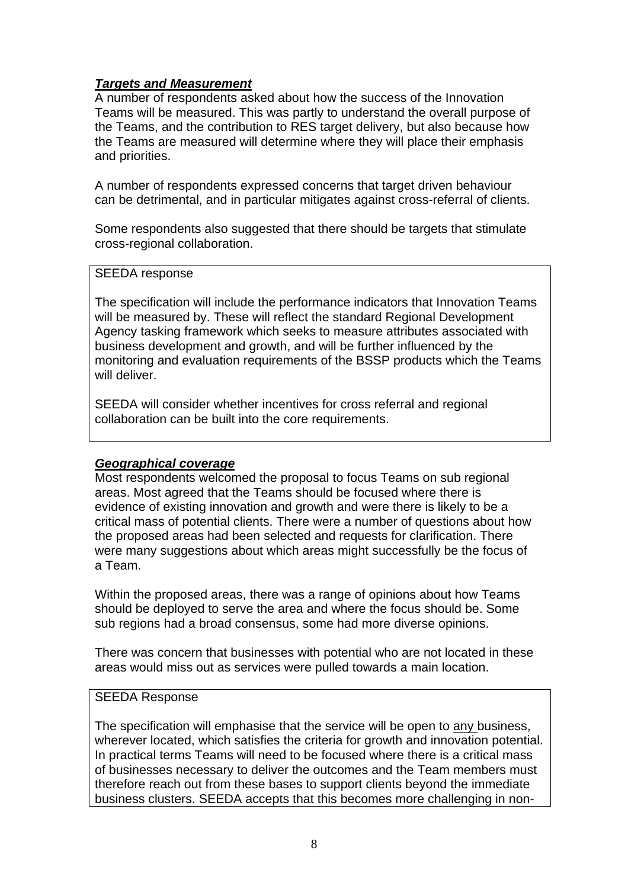***Targets and Measurement***
A number of respondents asked about how the success of the Innovation Teams will be measured. This was partly to understand the overall purpose of the Teams, and the contribution to RES target delivery, but also because how the Teams are measured will determine where they will place their emphasis and priorities.

A number of respondents expressed concerns that target driven behaviour can be detrimental, and in particular mitigates against cross-referral of clients.

Some respondents also suggested that there should be targets that stimulate cross-regional collaboration.

> SEEDA response
>
> The specification will include the performance indicators that Innovation Teams will be measured by. These will reflect the standard Regional Development Agency tasking framework which seeks to measure attributes associated with business development and growth, and will be further influenced by the monitoring and evaluation requirements of the BSSP products which the Teams will deliver.
>
> SEEDA will consider whether incentives for cross referral and regional collaboration can be built into the core requirements.

***Geographical coverage***
Most respondents welcomed the proposal to focus Teams on sub regional areas. Most agreed that the Teams should be focused where there is evidence of existing innovation and growth and were there is likely to be a critical mass of potential clients. There were a number of questions about how the proposed areas had been selected and requests for clarification. There were many suggestions about which areas might successfully be the focus of a Team.

Within the proposed areas, there was a range of opinions about how Teams should be deployed to serve the area and where the focus should be. Some sub regions had a broad consensus, some had more diverse opinions.

There was concern that businesses with potential who are not located in these areas would miss out as services were pulled towards a main location.

> SEEDA Response
>
> The specification will emphasise that the service will be open to <u>any</u> business, wherever located, which satisfies the criteria for growth and innovation potential. In practical terms Teams will need to be focused where there is a critical mass of businesses necessary to deliver the outcomes and the Team members must therefore reach out from these bases to support clients beyond the immediate business clusters. SEEDA accepts that this becomes more challenging in non-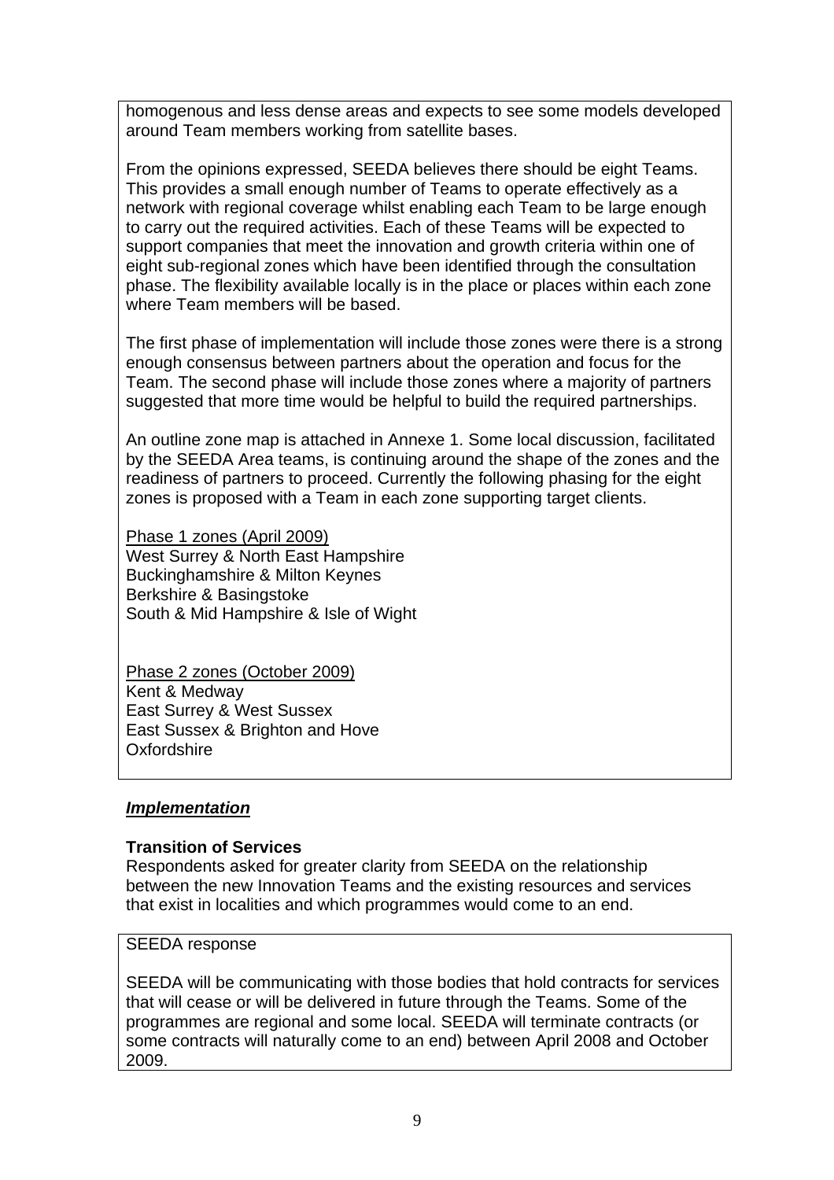homogenous and less dense areas and expects to see some models developed around Team members working from satellite bases.

From the opinions expressed, SEEDA believes there should be eight Teams. This provides a small enough number of Teams to operate effectively as a network with regional coverage whilst enabling each Team to be large enough to carry out the required activities. Each of these Teams will be expected to support companies that meet the innovation and growth criteria within one of eight sub-regional zones which have been identified through the consultation phase. The flexibility available locally is in the place or places within each zone where Team members will be based.

The first phase of implementation will include those zones were there is a strong enough consensus between partners about the operation and focus for the Team. The second phase will include those zones where a majority of partners suggested that more time would be helpful to build the required partnerships.

An outline zone map is attached in Annexe 1. Some local discussion, facilitated by the SEEDA Area teams, is continuing around the shape of the zones and the readiness of partners to proceed. Currently the following phasing for the eight zones is proposed with a Team in each zone supporting target clients.

<u>Phase 1 zones (April 2009)</u>
West Surrey & North East Hampshire
Buckinghamshire & Milton Keynes
Berkshire & Basingstoke
South & Mid Hampshire & Isle of Wight

<u>Phase 2 zones (October 2009)</u>
Kent & Medway
East Surrey & West Sussex
East Sussex & Brighton and Hove
Oxfordshire

***<u>Implementation</u>***

**Transition of Services**

Respondents asked for greater clarity from SEEDA on the relationship between the new Innovation Teams and the existing resources and services that exist in localities and which programmes would come to an end.

SEEDA response

SEEDA will be communicating with those bodies that hold contracts for services that will cease or will be delivered in future through the Teams. Some of the programmes are regional and some local. SEEDA will terminate contracts (or some contracts will naturally come to an end) between April 2008 and October 2009.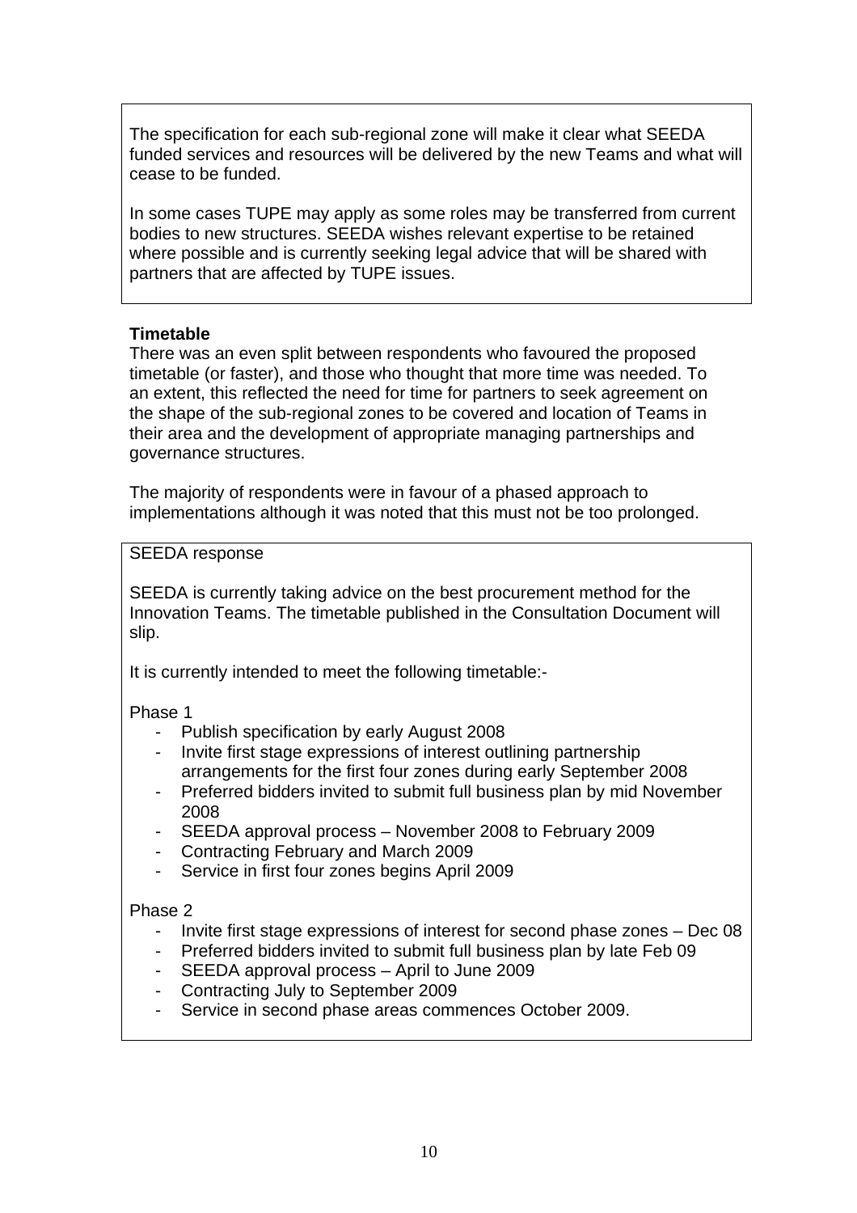The specification for each sub-regional zone will make it clear what SEEDA funded services and resources will be delivered by the new Teams and what will cease to be funded.

In some cases TUPE may apply as some roles may be transferred from current bodies to new structures. SEEDA wishes relevant expertise to be retained where possible and is currently seeking legal advice that will be shared with partners that are affected by TUPE issues.

**Timetable**

There was an even split between respondents who favoured the proposed timetable (or faster), and those who thought that more time was needed. To an extent, this reflected the need for time for partners to seek agreement on the shape of the sub-regional zones to be covered and location of Teams in their area and the development of appropriate managing partnerships and governance structures.

The majority of respondents were in favour of a phased approach to implementations although it was noted that this must not be too prolonged.

SEEDA response

SEEDA is currently taking advice on the best procurement method for the Innovation Teams. The timetable published in the Consultation Document will slip.

It is currently intended to meet the following timetable:-

Phase 1

- Publish specification by early August 2008
- Invite first stage expressions of interest outlining partnership arrangements for the first four zones during early September 2008
- Preferred bidders invited to submit full business plan by mid November 2008
- SEEDA approval process – November 2008 to February 2009
- Contracting February and March 2009
- Service in first four zones begins April 2009

Phase 2

- Invite first stage expressions of interest for second phase zones – Dec 08
- Preferred bidders invited to submit full business plan by late Feb 09
- SEEDA approval process – April to June 2009
- Contracting July to September 2009
- Service in second phase areas commences October 2009.